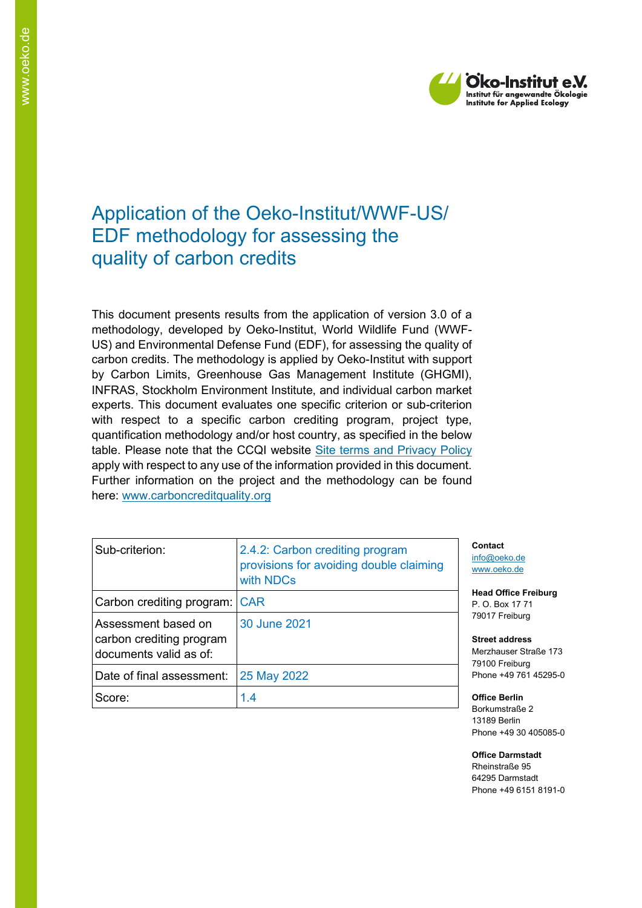# Application of the Oeko-Institut/WWF-US/ EDF methodology for assessing the quality of carbon credits

This document presents results from the application of version 3.0 of a methodology, developed by Oeko-Institut, World Wildlife Fund (WWF-US) and Environmental Defense Fund (EDF), for assessing the quality of carbon credits. The methodology is applied by Oeko-Institut with support by Carbon Limits, Greenhouse Gas Management Institute (GHGMI), INFRAS, Stockholm Environment Institute, and individual carbon market experts. This document evaluates one specific criterion or sub-criterion with respect to a specific carbon crediting program, project type, quantification methodology and/or host country, as specified in the below table. Please note that the CCQI website [Site terms and Privacy Policy] apply with respect to any use of the information provided in this document. Further information on the project and the methodology can be found here: www.carboncreditquality.org

| Sub-criterion: | 2.4.2: Carbon crediting program provisions for avoiding double claiming with NDCs |
|---|---|
| Carbon crediting program: | CAR |
| Assessment based on carbon crediting program documents valid as of: | 30 June 2021 |
| Date of final assessment: | 25 May 2022 |
| Score: | 1.4 |

**Contact**
info@oeko.de
www.oeko.de

**Head Office Freiburg**
P. O. Box 17 71
79017 Freiburg

**Street address**
Merzhauser Straße 173
79100 Freiburg
Phone +49 761 45295-0

**Office Berlin**
Borkumstraße 2
13189 Berlin
Phone +49 30 405085-0

**Office Darmstadt**
Rheinstraße 95
64295 Darmstadt
Phone +49 6151 8191-0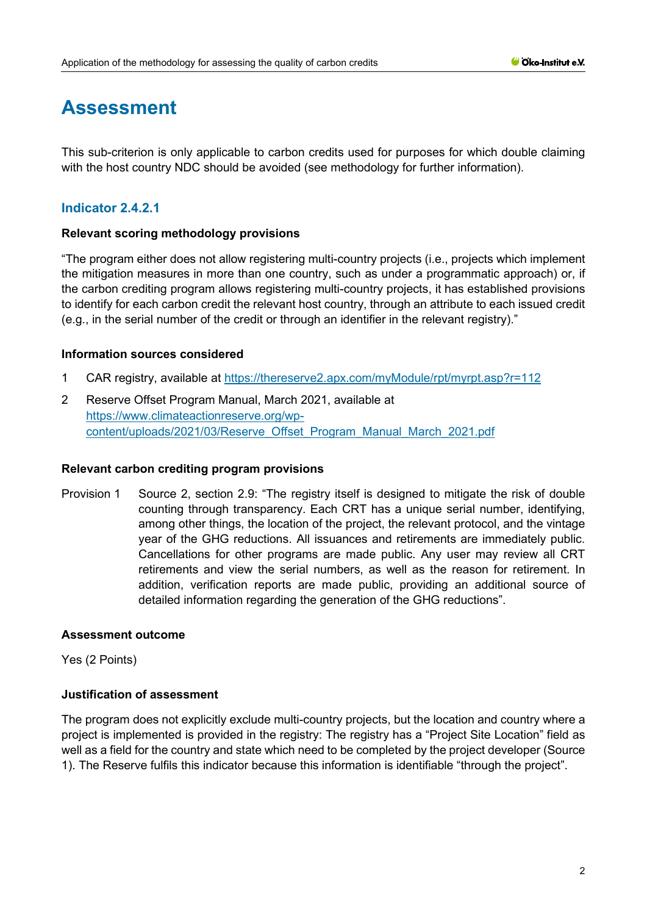# Assessment

This sub-criterion is only applicable to carbon credits used for purposes for which double claiming with the host country NDC should be avoided (see methodology for further information).

## Indicator 2.4.2.1

**Relevant scoring methodology provisions**

"The program either does not allow registering multi-country projects (i.e., projects which implement the mitigation measures in more than one country, such as under a programmatic approach) or, if the carbon crediting program allows registering multi-country projects, it has established provisions to identify for each carbon credit the relevant host country, through an attribute to each issued credit (e.g., in the serial number of the credit or through an identifier in the relevant registry)."

**Information sources considered**

1. CAR registry, available at https://thereserve2.apx.com/myModule/rpt/myrpt.asp?r=112
2. Reserve Offset Program Manual, March 2021, available at https://www.climateactionreserve.org/wp-content/uploads/2021/03/Reserve_Offset_Program_Manual_March_2021.pdf

**Relevant carbon crediting program provisions**

Provision 1 Source 2, section 2.9: "The registry itself is designed to mitigate the risk of double counting through transparency. Each CRT has a unique serial number, identifying, among other things, the location of the project, the relevant protocol, and the vintage year of the GHG reductions. All issuances and retirements are immediately public. Cancellations for other programs are made public. Any user may review all CRT retirements and view the serial numbers, as well as the reason for retirement. In addition, verification reports are made public, providing an additional source of detailed information regarding the generation of the GHG reductions".

**Assessment outcome**

Yes (2 Points)

**Justification of assessment**

The program does not explicitly exclude multi-country projects, but the location and country where a project is implemented is provided in the registry: The registry has a "Project Site Location" field as well as a field for the country and state which need to be completed by the project developer (Source 1). The Reserve fulfils this indicator because this information is identifiable "through the project".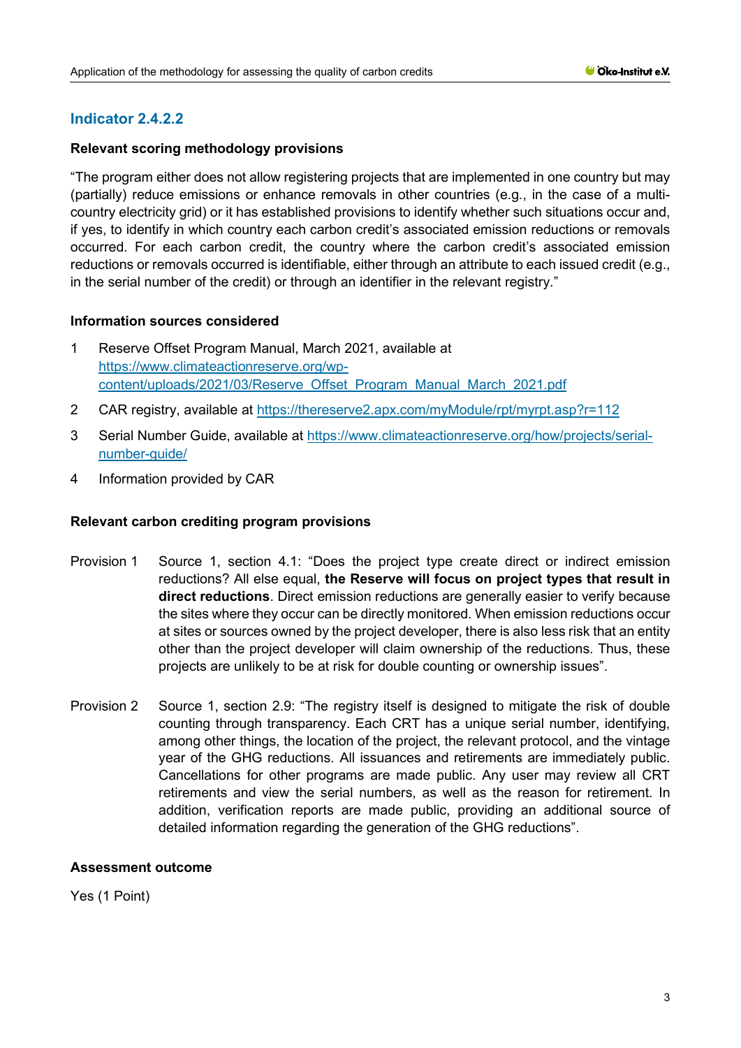## Indicator 2.4.2.2

### Relevant scoring methodology provisions

"The program either does not allow registering projects that are implemented in one country but may (partially) reduce emissions or enhance removals in other countries (e.g., in the case of a multi-country electricity grid) or it has established provisions to identify whether such situations occur and, if yes, to identify in which country each carbon credit's associated emission reductions or removals occurred. For each carbon credit, the country where the carbon credit's associated emission reductions or removals occurred is identifiable, either through an attribute to each issued credit (e.g., in the serial number of the credit) or through an identifier in the relevant registry."

### Information sources considered

1. Reserve Offset Program Manual, March 2021, available at https://www.climateactionreserve.org/wp-content/uploads/2021/03/Reserve_Offset_Program_Manual_March_2021.pdf
2. CAR registry, available at https://thereserve2.apx.com/myModule/rpt/myrpt.asp?r=112
3. Serial Number Guide, available at https://www.climateactionreserve.org/how/projects/serial-number-guide/
4. Information provided by CAR

### Relevant carbon crediting program provisions

Provision 1 — Source 1, section 4.1: "Does the project type create direct or indirect emission reductions? All else equal, **the Reserve will focus on project types that result in direct reductions**. Direct emission reductions are generally easier to verify because the sites where they occur can be directly monitored. When emission reductions occur at sites or sources owned by the project developer, there is also less risk that an entity other than the project developer will claim ownership of the reductions. Thus, these projects are unlikely to be at risk for double counting or ownership issues".

Provision 2 — Source 1, section 2.9: "The registry itself is designed to mitigate the risk of double counting through transparency. Each CRT has a unique serial number, identifying, among other things, the location of the project, the relevant protocol, and the vintage year of the GHG reductions. All issuances and retirements are immediately public. Cancellations for other programs are made public. Any user may review all CRT retirements and view the serial numbers, as well as the reason for retirement. In addition, verification reports are made public, providing an additional source of detailed information regarding the generation of the GHG reductions".

### Assessment outcome

Yes (1 Point)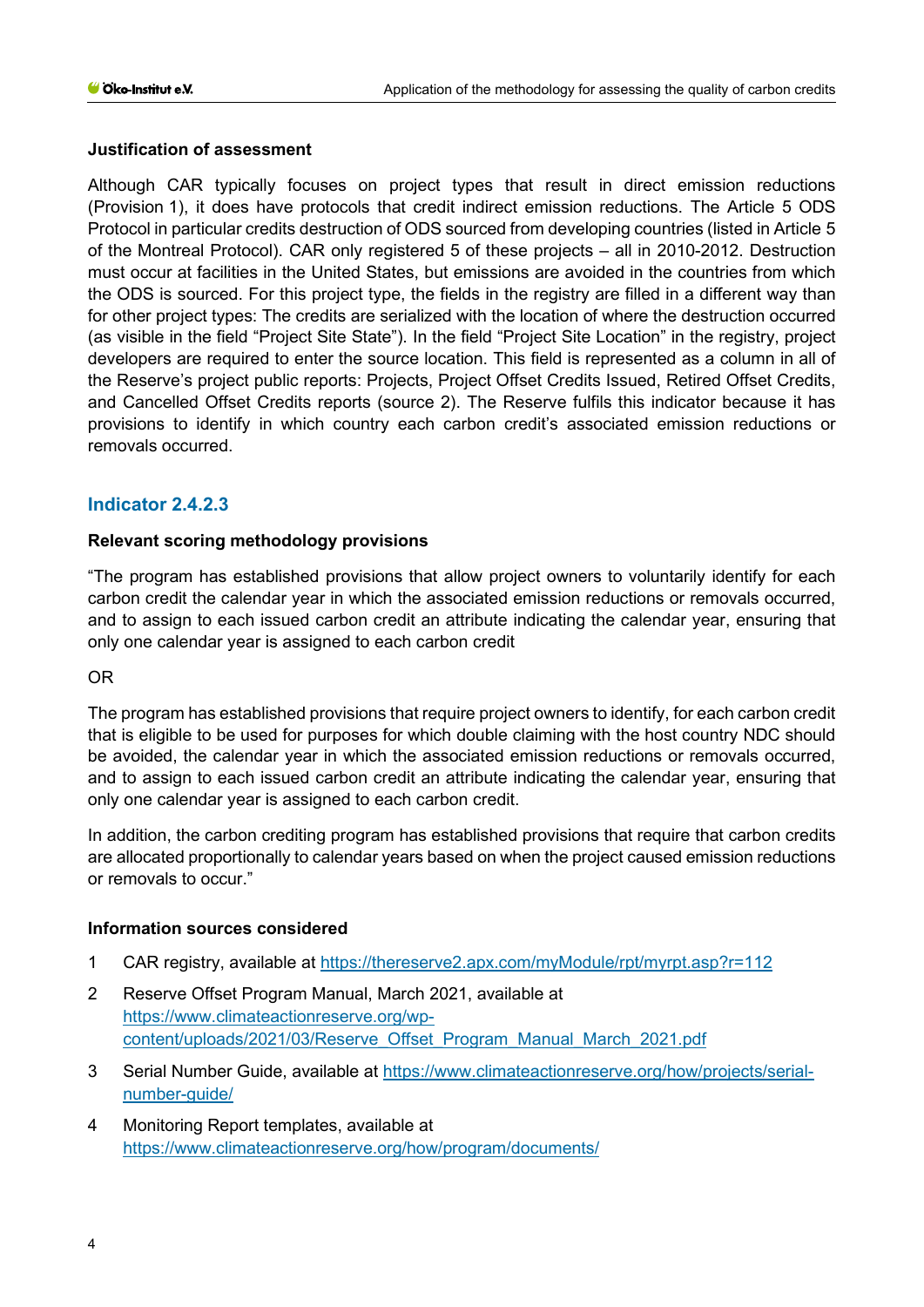**Justification of assessment**

Although CAR typically focuses on project types that result in direct emission reductions (Provision 1), it does have protocols that credit indirect emission reductions. The Article 5 ODS Protocol in particular credits destruction of ODS sourced from developing countries (listed in Article 5 of the Montreal Protocol). CAR only registered 5 of these projects – all in 2010-2012. Destruction must occur at facilities in the United States, but emissions are avoided in the countries from which the ODS is sourced. For this project type, the fields in the registry are filled in a different way than for other project types: The credits are serialized with the location of where the destruction occurred (as visible in the field "Project Site State"). In the field "Project Site Location" in the registry, project developers are required to enter the source location. This field is represented as a column in all of the Reserve's project public reports: Projects, Project Offset Credits Issued, Retired Offset Credits, and Cancelled Offset Credits reports (source 2). The Reserve fulfils this indicator because it has provisions to identify in which country each carbon credit's associated emission reductions or removals occurred.

## Indicator 2.4.2.3

**Relevant scoring methodology provisions**

"The program has established provisions that allow project owners to voluntarily identify for each carbon credit the calendar year in which the associated emission reductions or removals occurred, and to assign to each issued carbon credit an attribute indicating the calendar year, ensuring that only one calendar year is assigned to each carbon credit

OR

The program has established provisions that require project owners to identify, for each carbon credit that is eligible to be used for purposes for which double claiming with the host country NDC should be avoided, the calendar year in which the associated emission reductions or removals occurred, and to assign to each issued carbon credit an attribute indicating the calendar year, ensuring that only one calendar year is assigned to each carbon credit.

In addition, the carbon crediting program has established provisions that require that carbon credits are allocated proportionally to calendar years based on when the project caused emission reductions or removals to occur."

**Information sources considered**

1. CAR registry, available at https://thereserve2.apx.com/myModule/rpt/myrpt.asp?r=112
2. Reserve Offset Program Manual, March 2021, available at https://www.climateactionreserve.org/wp-content/uploads/2021/03/Reserve_Offset_Program_Manual_March_2021.pdf
3. Serial Number Guide, available at https://www.climateactionreserve.org/how/projects/serial-number-guide/
4. Monitoring Report templates, available at https://www.climateactionreserve.org/how/program/documents/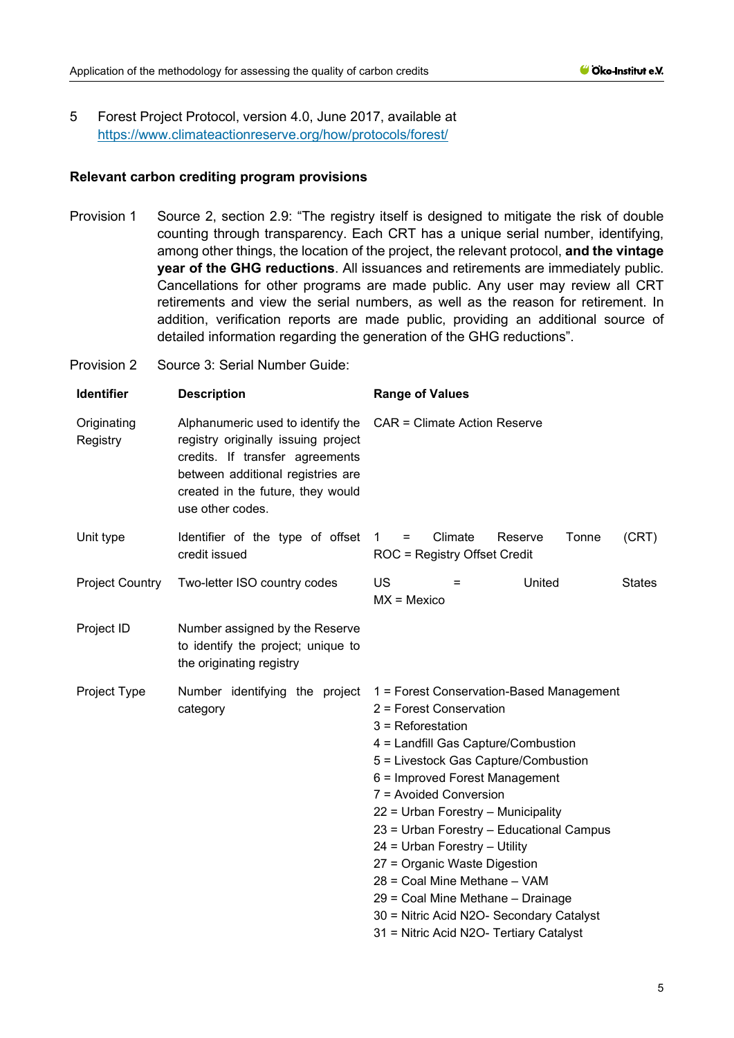5 Forest Project Protocol, version 4.0, June 2017, available at https://www.climateactionreserve.org/how/protocols/forest/

**Relevant carbon crediting program provisions**

Provision 1 Source 2, section 2.9: "The registry itself is designed to mitigate the risk of double counting through transparency. Each CRT has a unique serial number, identifying, among other things, the location of the project, the relevant protocol, **and the vintage year of the GHG reductions**. All issuances and retirements are immediately public. Cancellations for other programs are made public. Any user may review all CRT retirements and view the serial numbers, as well as the reason for retirement. In addition, verification reports are made public, providing an additional source of detailed information regarding the generation of the GHG reductions".

Provision 2 Source 3: Serial Number Guide:

| Identifier | Description | Range of Values |
|---|---|---|
| Originating Registry | Alphanumeric used to identify the registry originally issuing project credits. If transfer agreements between additional registries are created in the future, they would use other codes. | CAR = Climate Action Reserve |
| Unit type | Identifier of the type of offset credit issued | 1 = Climate Reserve Tonne (CRT)<br>ROC = Registry Offset Credit |
| Project Country | Two-letter ISO country codes | US = United States<br>MX = Mexico |
| Project ID | Number assigned by the Reserve to identify the project; unique to the originating registry | |
| Project Type | Number identifying the project category | 1 = Forest Conservation-Based Management<br>2 = Forest Conservation<br>3 = Reforestation<br>4 = Landfill Gas Capture/Combustion<br>5 = Livestock Gas Capture/Combustion<br>6 = Improved Forest Management<br>7 = Avoided Conversion<br>22 = Urban Forestry – Municipality<br>23 = Urban Forestry – Educational Campus<br>24 = Urban Forestry – Utility<br>27 = Organic Waste Digestion<br>28 = Coal Mine Methane – VAM<br>29 = Coal Mine Methane – Drainage<br>30 = Nitric Acid N2O- Secondary Catalyst<br>31 = Nitric Acid N2O- Tertiary Catalyst |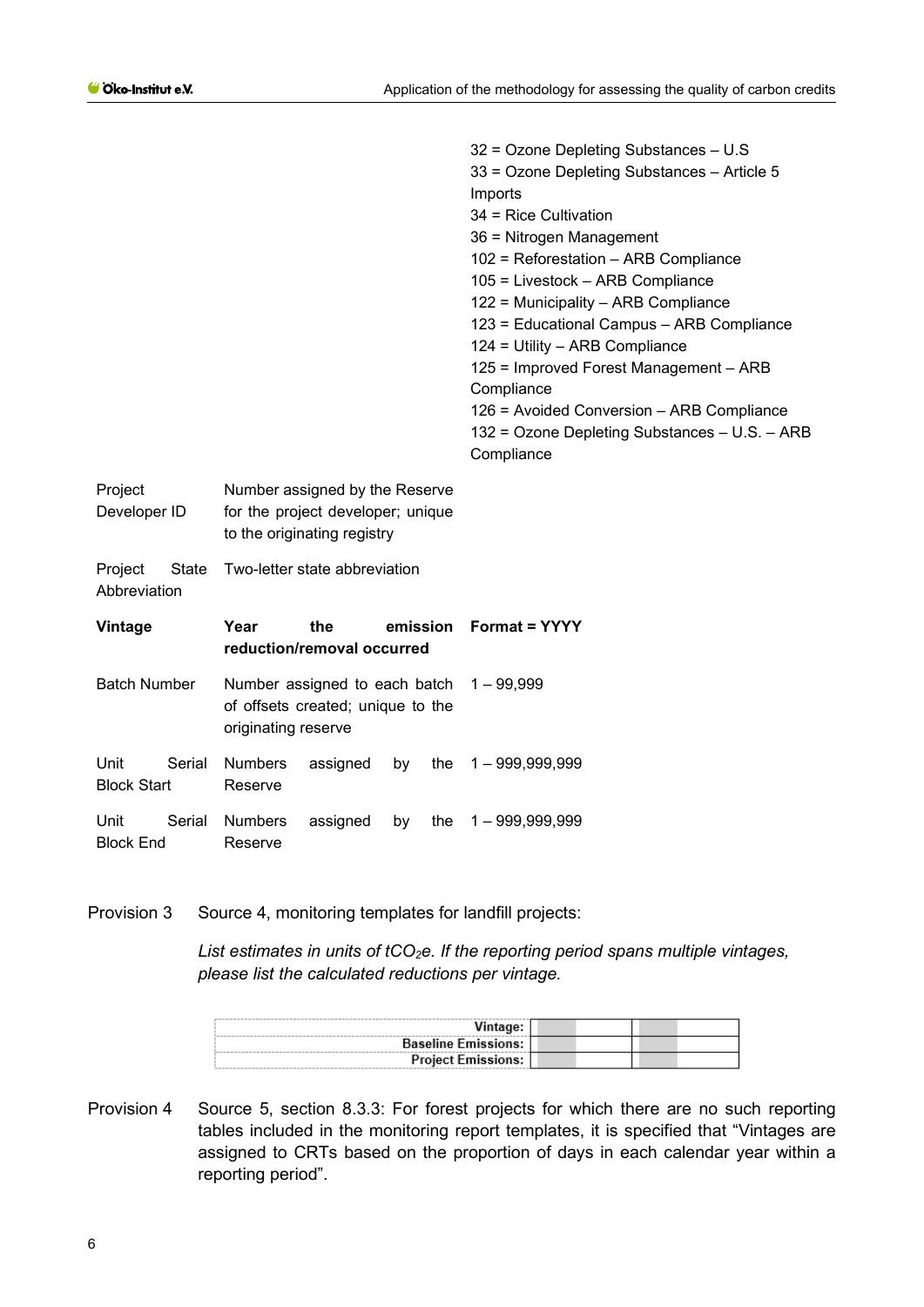| | | |
|---|---|---|
| | | 32 = Ozone Depleting Substances – U.S<br>33 = Ozone Depleting Substances – Article 5 Imports<br>34 = Rice Cultivation<br>36 = Nitrogen Management<br>102 = Reforestation – ARB Compliance<br>105 = Livestock – ARB Compliance<br>122 = Municipality – ARB Compliance<br>123 = Educational Campus – ARB Compliance<br>124 = Utility – ARB Compliance<br>125 = Improved Forest Management – ARB Compliance<br>126 = Avoided Conversion – ARB Compliance<br>132 = Ozone Depleting Substances – U.S. – ARB Compliance |
| Project Developer ID | Number assigned by the Reserve for the project developer; unique to the originating registry | |
| Project State Abbreviation | Two-letter state abbreviation | |
| **Vintage** | **Year the emission reduction/removal occurred** | **Format = YYYY** |
| Batch Number | Number assigned to each batch of offsets created; unique to the originating reserve | 1 – 99,999 |
| Unit Serial Block Start | Numbers assigned by the Reserve | 1 – 999,999,999 |
| Unit Serial Block End | Numbers assigned by the Reserve | 1 – 999,999,999 |

Provision 3 Source 4, monitoring templates for landfill projects:

*List estimates in units of $tCO_2e$. If the reporting period spans multiple vintages, please list the calculated reductions per vintage.*

| | | | | |
|---|---|---|---|---|
| **Vintage:** | | | | |
| **Baseline Emissions:** | | | | |
| **Project Emissions:** | | | | |

Provision 4 Source 5, section 8.3.3: For forest projects for which there are no such reporting tables included in the monitoring report templates, it is specified that "Vintages are assigned to CRTs based on the proportion of days in each calendar year within a reporting period".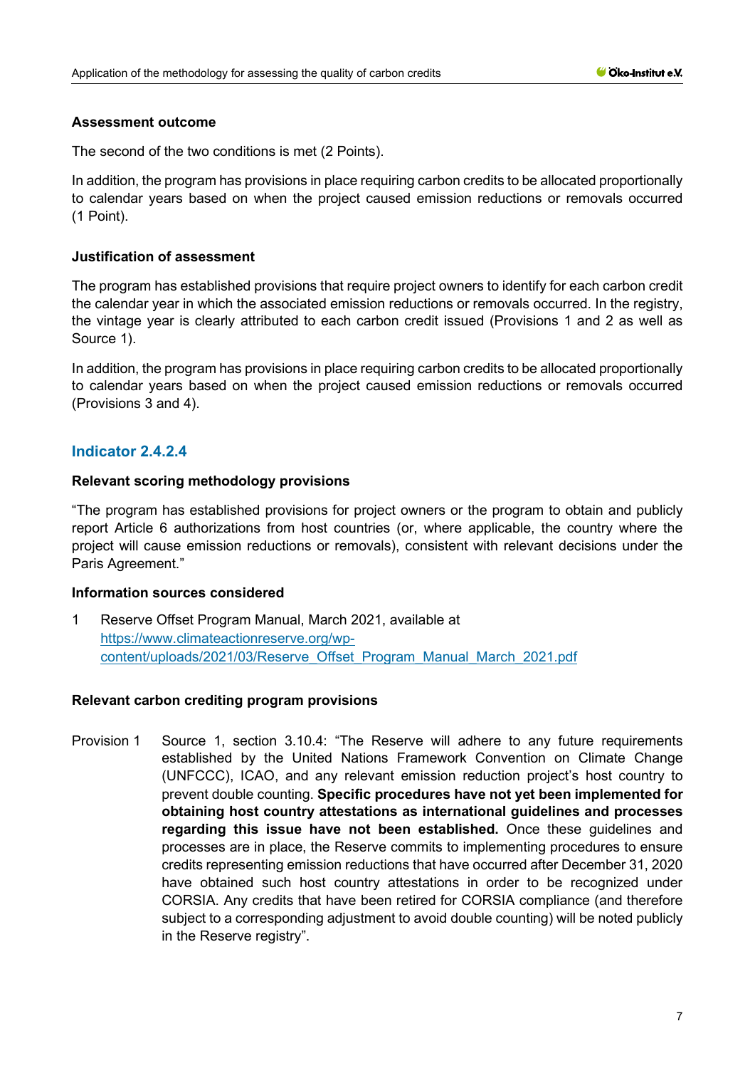**Assessment outcome**

The second of the two conditions is met (2 Points).

In addition, the program has provisions in place requiring carbon credits to be allocated proportionally to calendar years based on when the project caused emission reductions or removals occurred (1 Point).

**Justification of assessment**

The program has established provisions that require project owners to identify for each carbon credit the calendar year in which the associated emission reductions or removals occurred. In the registry, the vintage year is clearly attributed to each carbon credit issued (Provisions 1 and 2 as well as Source 1).

In addition, the program has provisions in place requiring carbon credits to be allocated proportionally to calendar years based on when the project caused emission reductions or removals occurred (Provisions 3 and 4).

## Indicator 2.4.2.4

**Relevant scoring methodology provisions**

"The program has established provisions for project owners or the program to obtain and publicly report Article 6 authorizations from host countries (or, where applicable, the country where the project will cause emission reductions or removals), consistent with relevant decisions under the Paris Agreement."

**Information sources considered**

1 Reserve Offset Program Manual, March 2021, available at [https://www.climateactionreserve.org/wp-content/uploads/2021/03/Reserve_Offset_Program_Manual_March_2021.pdf](https://www.climateactionreserve.org/wp-content/uploads/2021/03/Reserve_Offset_Program_Manual_March_2021.pdf)

**Relevant carbon crediting program provisions**

Provision 1 Source 1, section 3.10.4: "The Reserve will adhere to any future requirements established by the United Nations Framework Convention on Climate Change (UNFCCC), ICAO, and any relevant emission reduction project's host country to prevent double counting. **Specific procedures have not yet been implemented for obtaining host country attestations as international guidelines and processes regarding this issue have not been established.** Once these guidelines and processes are in place, the Reserve commits to implementing procedures to ensure credits representing emission reductions that have occurred after December 31, 2020 have obtained such host country attestations in order to be recognized under CORSIA. Any credits that have been retired for CORSIA compliance (and therefore subject to a corresponding adjustment to avoid double counting) will be noted publicly in the Reserve registry".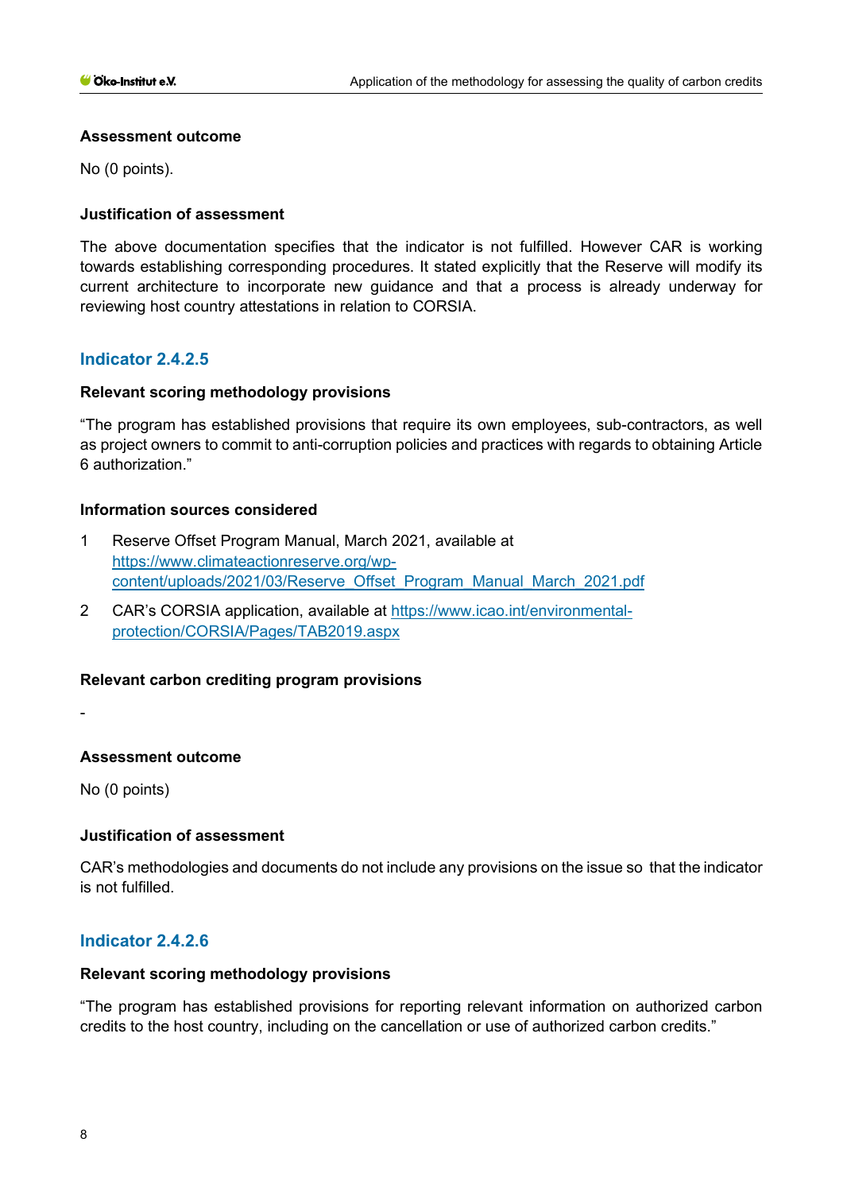#### Assessment outcome

No (0 points).

#### Justification of assessment

The above documentation specifies that the indicator is not fulfilled. However CAR is working towards establishing corresponding procedures. It stated explicitly that the Reserve will modify its current architecture to incorporate new guidance and that a process is already underway for reviewing host country attestations in relation to CORSIA.

### Indicator 2.4.2.5

#### Relevant scoring methodology provisions

"The program has established provisions that require its own employees, sub-contractors, as well as project owners to commit to anti-corruption policies and practices with regards to obtaining Article 6 authorization."

#### Information sources considered

1. Reserve Offset Program Manual, March 2021, available at https://www.climateactionreserve.org/wp-content/uploads/2021/03/Reserve_Offset_Program_Manual_March_2021.pdf
2. CAR's CORSIA application, available at https://www.icao.int/environmental-protection/CORSIA/Pages/TAB2019.aspx

#### Relevant carbon crediting program provisions

-

#### Assessment outcome

No (0 points)

#### Justification of assessment

CAR's methodologies and documents do not include any provisions on the issue so that the indicator is not fulfilled.

### Indicator 2.4.2.6

#### Relevant scoring methodology provisions

"The program has established provisions for reporting relevant information on authorized carbon credits to the host country, including on the cancellation or use of authorized carbon credits."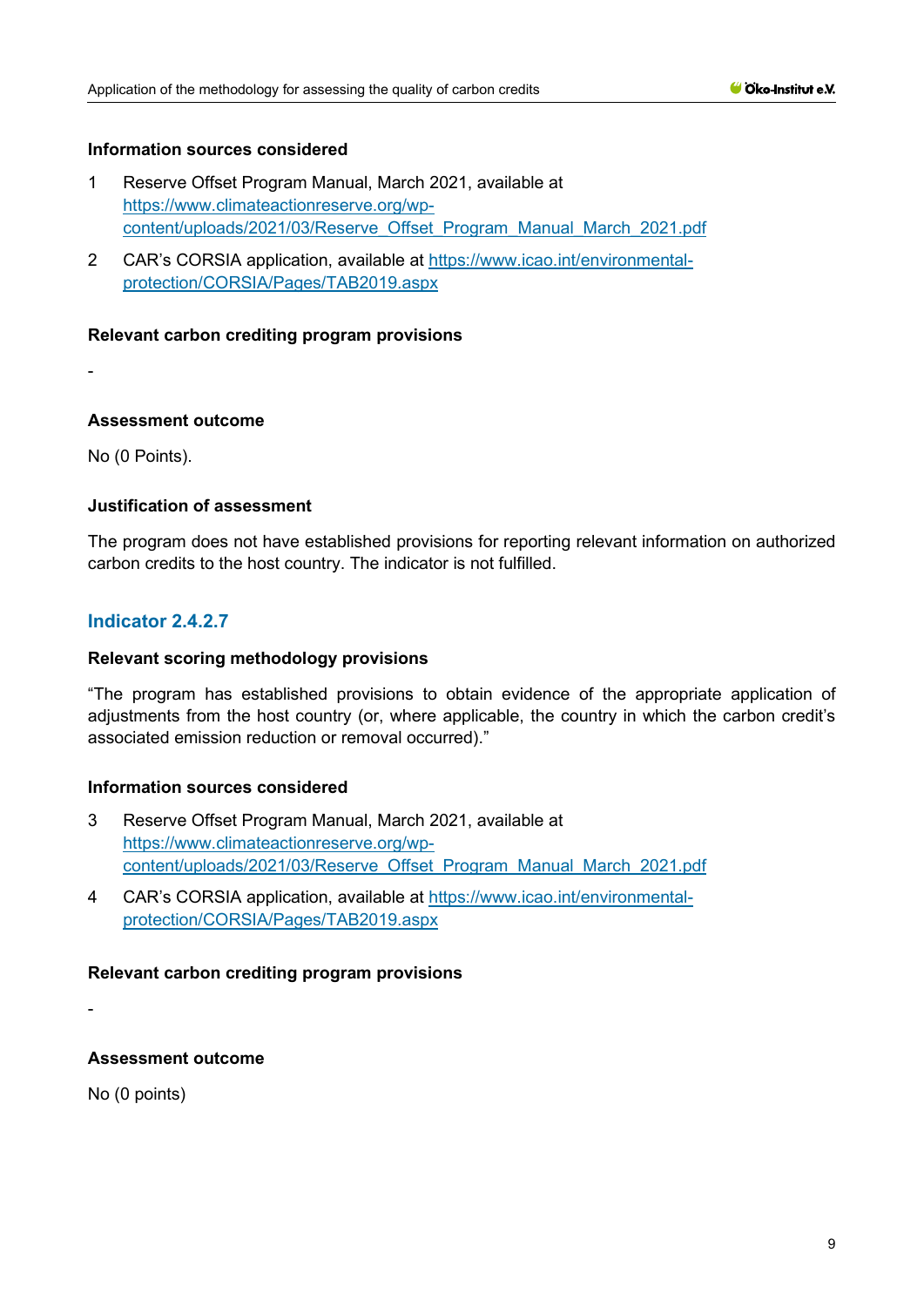#### Information sources considered

1 Reserve Offset Program Manual, March 2021, available at https://www.climateactionreserve.org/wp-content/uploads/2021/03/Reserve_Offset_Program_Manual_March_2021.pdf

2 CAR's CORSIA application, available at https://www.icao.int/environmental-protection/CORSIA/Pages/TAB2019.aspx

#### Relevant carbon crediting program provisions

-

#### Assessment outcome

No (0 Points).

#### Justification of assessment

The program does not have established provisions for reporting relevant information on authorized carbon credits to the host country. The indicator is not fulfilled.

### Indicator 2.4.2.7

#### Relevant scoring methodology provisions

"The program has established provisions to obtain evidence of the appropriate application of adjustments from the host country (or, where applicable, the country in which the carbon credit's associated emission reduction or removal occurred)."

#### Information sources considered

3 Reserve Offset Program Manual, March 2021, available at https://www.climateactionreserve.org/wp-content/uploads/2021/03/Reserve_Offset_Program_Manual_March_2021.pdf

4 CAR's CORSIA application, available at https://www.icao.int/environmental-protection/CORSIA/Pages/TAB2019.aspx

#### Relevant carbon crediting program provisions

-

#### Assessment outcome

No (0 points)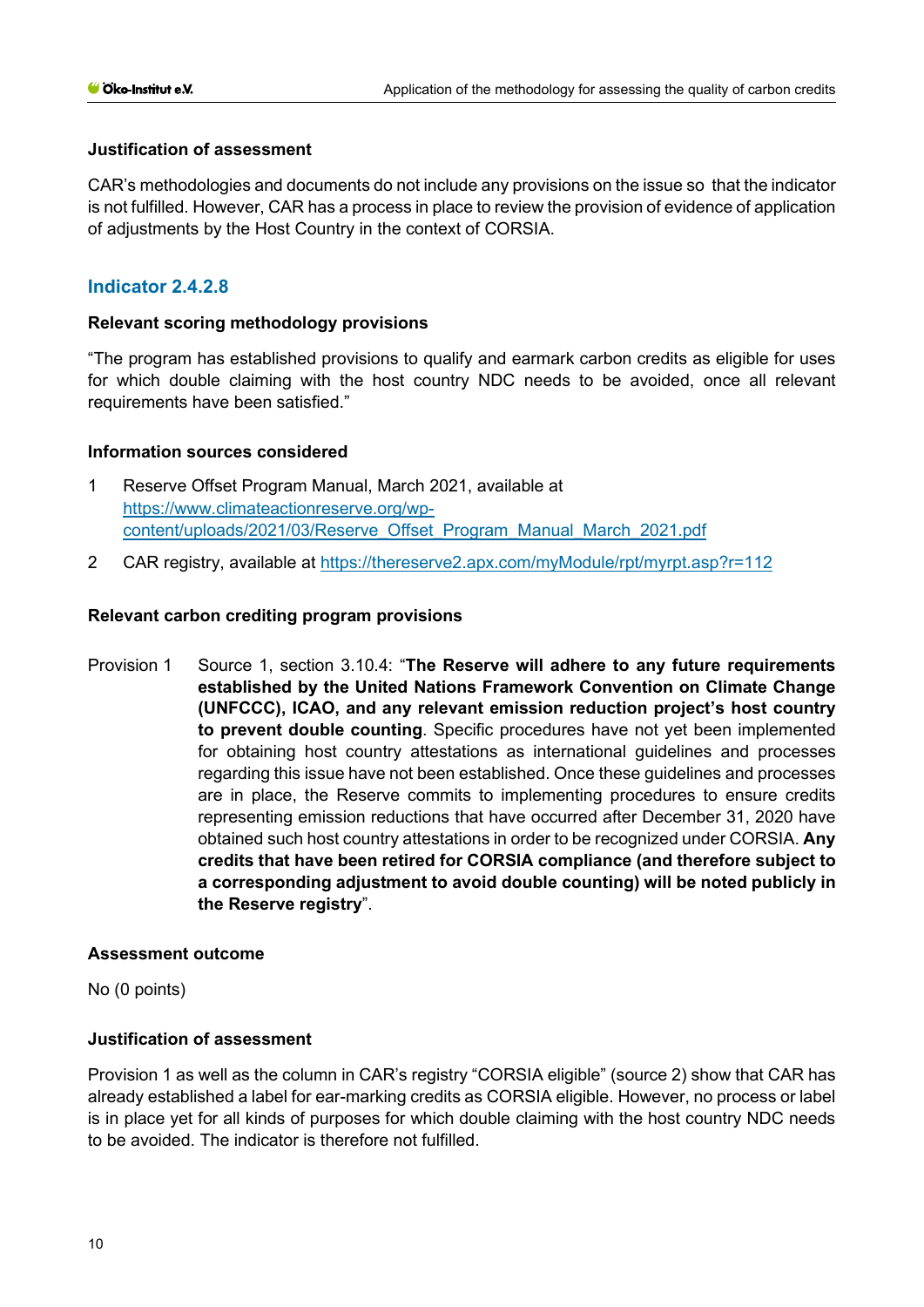### Justification of assessment

CAR's methodologies and documents do not include any provisions on the issue so that the indicator is not fulfilled. However, CAR has a process in place to review the provision of evidence of application of adjustments by the Host Country in the context of CORSIA.

## Indicator 2.4.2.8

### Relevant scoring methodology provisions

"The program has established provisions to qualify and earmark carbon credits as eligible for uses for which double claiming with the host country NDC needs to be avoided, once all relevant requirements have been satisfied."

### Information sources considered

1. Reserve Offset Program Manual, March 2021, available at https://www.climateactionreserve.org/wp-content/uploads/2021/03/Reserve_Offset_Program_Manual_March_2021.pdf
2. CAR registry, available at https://thereserve2.apx.com/myModule/rpt/myrpt.asp?r=112

### Relevant carbon crediting program provisions

Provision 1 Source 1, section 3.10.4: "**The Reserve will adhere to any future requirements established by the United Nations Framework Convention on Climate Change (UNFCCC), ICAO, and any relevant emission reduction project's host country to prevent double counting**. Specific procedures have not yet been implemented for obtaining host country attestations as international guidelines and processes regarding this issue have not been established. Once these guidelines and processes are in place, the Reserve commits to implementing procedures to ensure credits representing emission reductions that have occurred after December 31, 2020 have obtained such host country attestations in order to be recognized under CORSIA. **Any credits that have been retired for CORSIA compliance (and therefore subject to a corresponding adjustment to avoid double counting) will be noted publicly in the Reserve registry**".

### Assessment outcome

No (0 points)

### Justification of assessment

Provision 1 as well as the column in CAR's registry "CORSIA eligible" (source 2) show that CAR has already established a label for ear-marking credits as CORSIA eligible. However, no process or label is in place yet for all kinds of purposes for which double claiming with the host country NDC needs to be avoided. The indicator is therefore not fulfilled.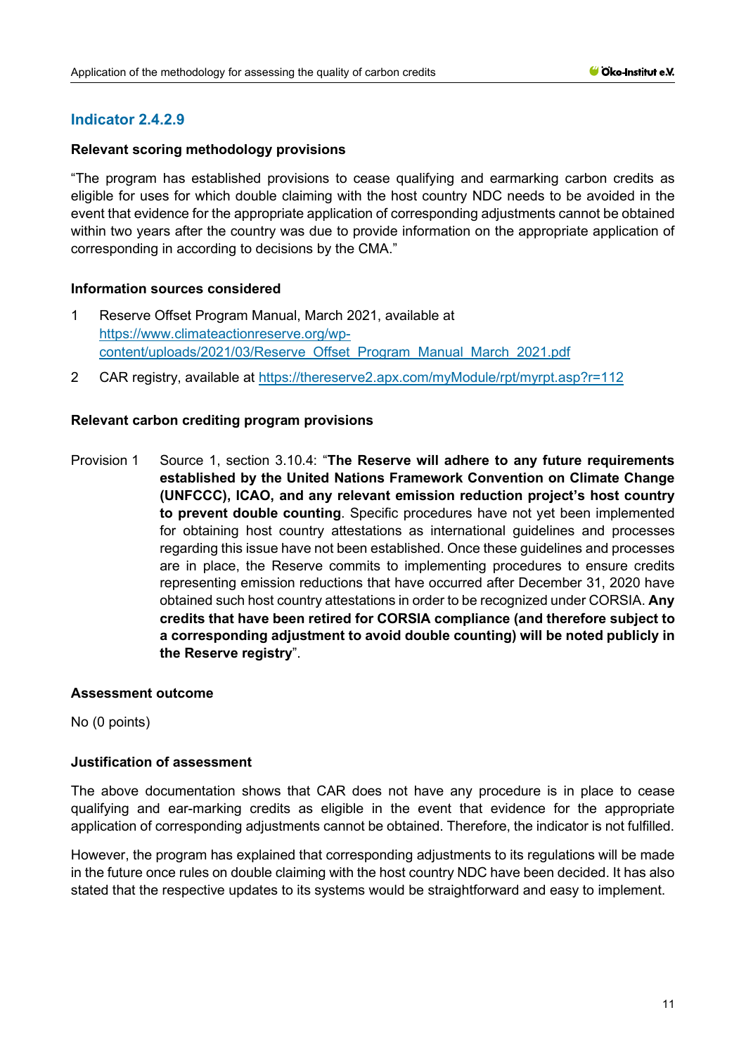## Indicator 2.4.2.9

### Relevant scoring methodology provisions

"The program has established provisions to cease qualifying and earmarking carbon credits as eligible for uses for which double claiming with the host country NDC needs to be avoided in the event that evidence for the appropriate application of corresponding adjustments cannot be obtained within two years after the country was due to provide information on the appropriate application of corresponding in according to decisions by the CMA."

### Information sources considered

1. Reserve Offset Program Manual, March 2021, available at https://www.climateactionreserve.org/wp-content/uploads/2021/03/Reserve_Offset_Program_Manual_March_2021.pdf
2. CAR registry, available at https://thereserve2.apx.com/myModule/rpt/myrpt.asp?r=112

### Relevant carbon crediting program provisions

Provision 1 Source 1, section 3.10.4: "**The Reserve will adhere to any future requirements established by the United Nations Framework Convention on Climate Change (UNFCCC), ICAO, and any relevant emission reduction project's host country to prevent double counting**. Specific procedures have not yet been implemented for obtaining host country attestations as international guidelines and processes regarding this issue have not been established. Once these guidelines and processes are in place, the Reserve commits to implementing procedures to ensure credits representing emission reductions that have occurred after December 31, 2020 have obtained such host country attestations in order to be recognized under CORSIA. **Any credits that have been retired for CORSIA compliance (and therefore subject to a corresponding adjustment to avoid double counting) will be noted publicly in the Reserve registry**".

### Assessment outcome

No (0 points)

### Justification of assessment

The above documentation shows that CAR does not have any procedure is in place to cease qualifying and ear-marking credits as eligible in the event that evidence for the appropriate application of corresponding adjustments cannot be obtained. Therefore, the indicator is not fulfilled.

However, the program has explained that corresponding adjustments to its regulations will be made in the future once rules on double claiming with the host country NDC have been decided. It has also stated that the respective updates to its systems would be straightforward and easy to implement.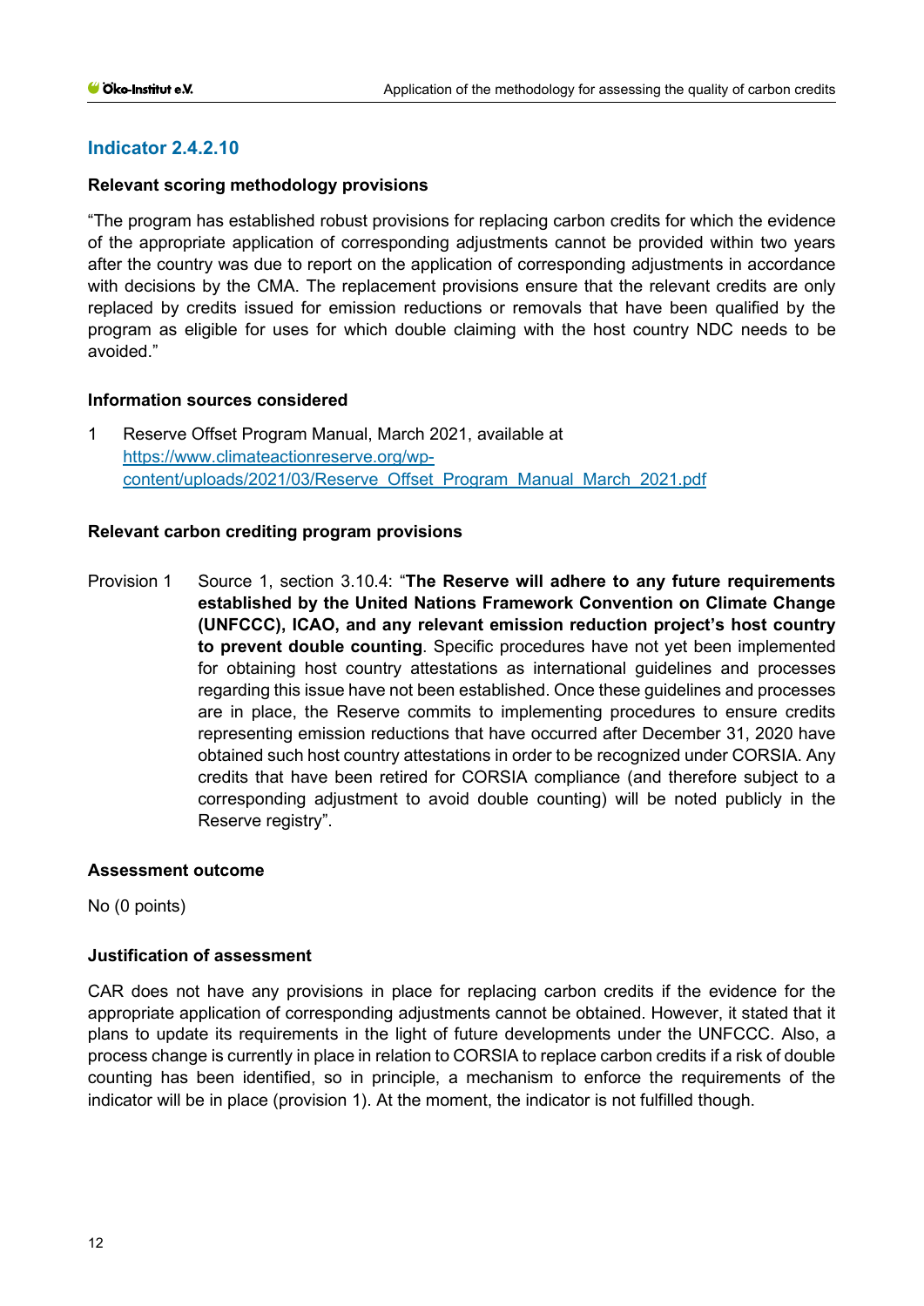## Indicator 2.4.2.10

**Relevant scoring methodology provisions**

"The program has established robust provisions for replacing carbon credits for which the evidence of the appropriate application of corresponding adjustments cannot be provided within two years after the country was due to report on the application of corresponding adjustments in accordance with decisions by the CMA. The replacement provisions ensure that the relevant credits are only replaced by credits issued for emission reductions or removals that have been qualified by the program as eligible for uses for which double claiming with the host country NDC needs to be avoided."

**Information sources considered**

1 Reserve Offset Program Manual, March 2021, available at [https://www.climateactionreserve.org/wp-content/uploads/2021/03/Reserve_Offset_Program_Manual_March_2021.pdf](https://www.climateactionreserve.org/wp-content/uploads/2021/03/Reserve_Offset_Program_Manual_March_2021.pdf)

**Relevant carbon crediting program provisions**

Provision 1 Source 1, section 3.10.4: "**The Reserve will adhere to any future requirements established by the United Nations Framework Convention on Climate Change (UNFCCC), ICAO, and any relevant emission reduction project's host country to prevent double counting**. Specific procedures have not yet been implemented for obtaining host country attestations as international guidelines and processes regarding this issue have not been established. Once these guidelines and processes are in place, the Reserve commits to implementing procedures to ensure credits representing emission reductions that have occurred after December 31, 2020 have obtained such host country attestations in order to be recognized under CORSIA. Any credits that have been retired for CORSIA compliance (and therefore subject to a corresponding adjustment to avoid double counting) will be noted publicly in the Reserve registry".

**Assessment outcome**

No (0 points)

**Justification of assessment**

CAR does not have any provisions in place for replacing carbon credits if the evidence for the appropriate application of corresponding adjustments cannot be obtained. However, it stated that it plans to update its requirements in the light of future developments under the UNFCCC. Also, a process change is currently in place in relation to CORSIA to replace carbon credits if a risk of double counting has been identified, so in principle, a mechanism to enforce the requirements of the indicator will be in place (provision 1). At the moment, the indicator is not fulfilled though.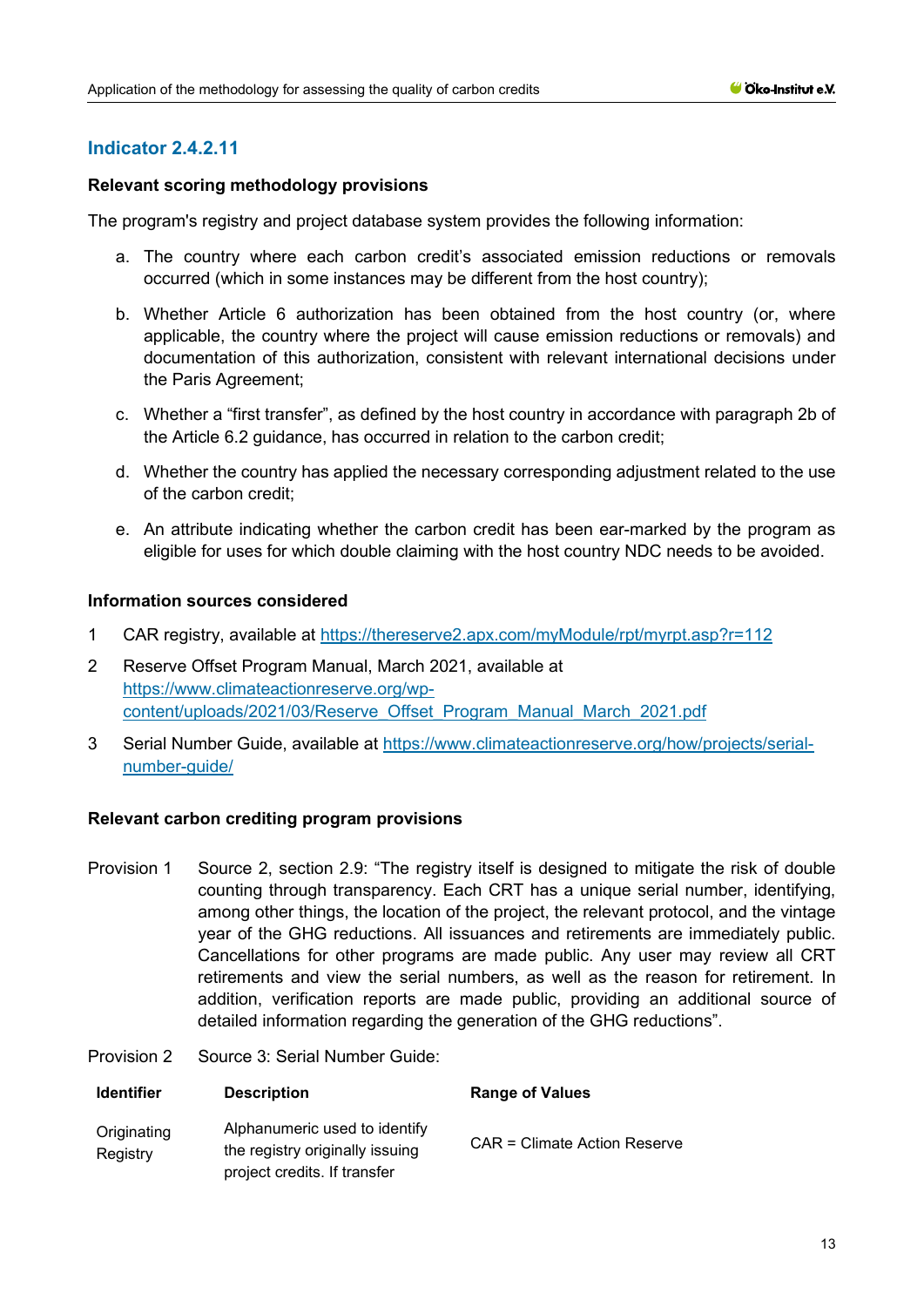## Indicator 2.4.2.11

**Relevant scoring methodology provisions**

The program's registry and project database system provides the following information:

a. The country where each carbon credit's associated emission reductions or removals occurred (which in some instances may be different from the host country);

b. Whether Article 6 authorization has been obtained from the host country (or, where applicable, the country where the project will cause emission reductions or removals) and documentation of this authorization, consistent with relevant international decisions under the Paris Agreement;

c. Whether a "first transfer", as defined by the host country in accordance with paragraph 2b of the Article 6.2 guidance, has occurred in relation to the carbon credit;

d. Whether the country has applied the necessary corresponding adjustment related to the use of the carbon credit;

e. An attribute indicating whether the carbon credit has been ear-marked by the program as eligible for uses for which double claiming with the host country NDC needs to be avoided.

**Information sources considered**

1. CAR registry, available at https://thereserve2.apx.com/myModule/rpt/myrpt.asp?r=112
2. Reserve Offset Program Manual, March 2021, available at https://www.climateactionreserve.org/wp-content/uploads/2021/03/Reserve_Offset_Program_Manual_March_2021.pdf
3. Serial Number Guide, available at https://www.climateactionreserve.org/how/projects/serial-number-guide/

**Relevant carbon crediting program provisions**

Provision 1 Source 2, section 2.9: "The registry itself is designed to mitigate the risk of double counting through transparency. Each CRT has a unique serial number, identifying, among other things, the location of the project, the relevant protocol, and the vintage year of the GHG reductions. All issuances and retirements are immediately public. Cancellations for other programs are made public. Any user may review all CRT retirements and view the serial numbers, as well as the reason for retirement. In addition, verification reports are made public, providing an additional source of detailed information regarding the generation of the GHG reductions".

Provision 2 Source 3: Serial Number Guide:

| Identifier | Description | Range of Values |
|---|---|---|
| Originating Registry | Alphanumeric used to identify the registry originally issuing project credits. If transfer | CAR = Climate Action Reserve |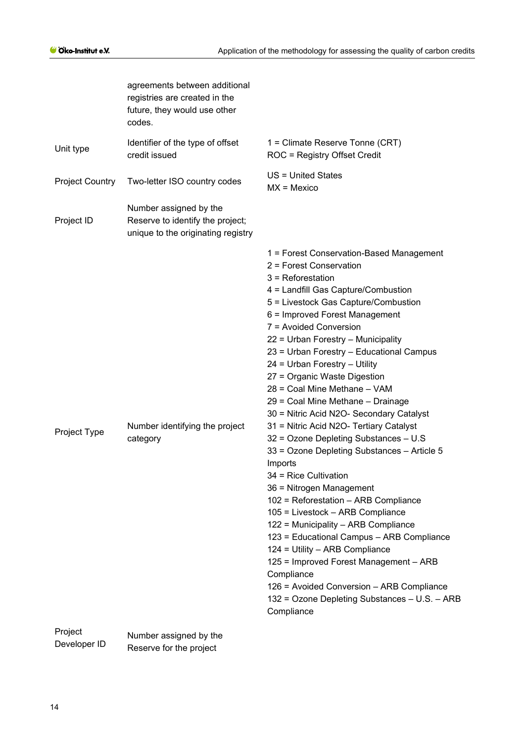| | | |
|---|---|---|
| | agreements between additional registries are created in the future, they would use other codes. | |
| Unit type | Identifier of the type of offset credit issued | 1 = Climate Reserve Tonne (CRT)<br>ROC = Registry Offset Credit |
| Project Country | Two-letter ISO country codes | US = United States<br>MX = Mexico |
| Project ID | Number assigned by the Reserve to identify the project; unique to the originating registry | |
| Project Type | Number identifying the project category | 1 = Forest Conservation-Based Management<br>2 = Forest Conservation<br>3 = Reforestation<br>4 = Landfill Gas Capture/Combustion<br>5 = Livestock Gas Capture/Combustion<br>6 = Improved Forest Management<br>7 = Avoided Conversion<br>22 = Urban Forestry – Municipality<br>23 = Urban Forestry – Educational Campus<br>24 = Urban Forestry – Utility<br>27 = Organic Waste Digestion<br>28 = Coal Mine Methane – VAM<br>29 = Coal Mine Methane – Drainage<br>30 = Nitric Acid N2O- Secondary Catalyst<br>31 = Nitric Acid N2O- Tertiary Catalyst<br>32 = Ozone Depleting Substances – U.S<br>33 = Ozone Depleting Substances – Article 5 Imports<br>34 = Rice Cultivation<br>36 = Nitrogen Management<br>102 = Reforestation – ARB Compliance<br>105 = Livestock – ARB Compliance<br>122 = Municipality – ARB Compliance<br>123 = Educational Campus – ARB Compliance<br>124 = Utility – ARB Compliance<br>125 = Improved Forest Management – ARB Compliance<br>126 = Avoided Conversion – ARB Compliance<br>132 = Ozone Depleting Substances – U.S. – ARB Compliance |
| Project Developer ID | Number assigned by the Reserve for the project | |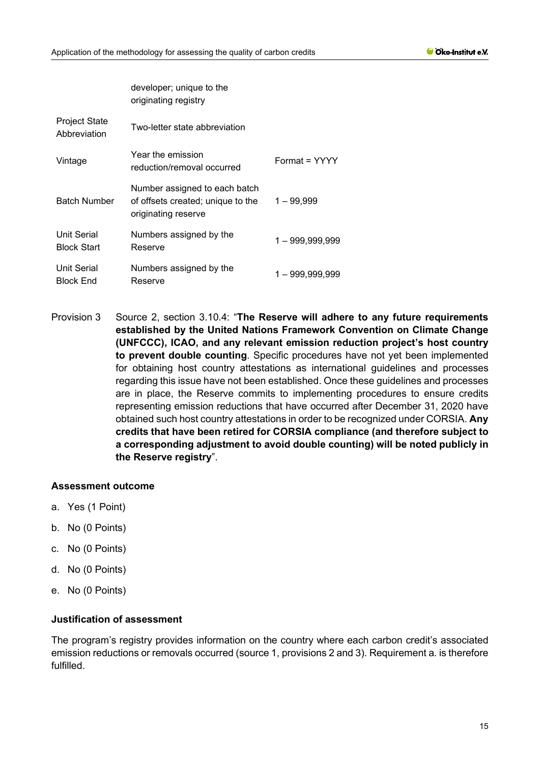| | | |
|---|---|---|
| | developer; unique to the originating registry | |
| Project State Abbreviation | Two-letter state abbreviation | |
| Vintage | Year the emission reduction/removal occurred | Format = YYYY |
| Batch Number | Number assigned to each batch of offsets created; unique to the originating reserve | 1 – 99,999 |
| Unit Serial Block Start | Numbers assigned by the Reserve | 1 – 999,999,999 |
| Unit Serial Block End | Numbers assigned by the Reserve | 1 – 999,999,999 |

Provision 3 Source 2, section 3.10.4: "**The Reserve will adhere to any future requirements established by the United Nations Framework Convention on Climate Change (UNFCCC), ICAO, and any relevant emission reduction project's host country to prevent double counting**. Specific procedures have not yet been implemented for obtaining host country attestations as international guidelines and processes regarding this issue have not been established. Once these guidelines and processes are in place, the Reserve commits to implementing procedures to ensure credits representing emission reductions that have occurred after December 31, 2020 have obtained such host country attestations in order to be recognized under CORSIA. **Any credits that have been retired for CORSIA compliance (and therefore subject to a corresponding adjustment to avoid double counting) will be noted publicly in the Reserve registry**".

**Assessment outcome**

a. Yes (1 Point)
b. No (0 Points)
c. No (0 Points)
d. No (0 Points)
e. No (0 Points)

**Justification of assessment**

The program's registry provides information on the country where each carbon credit's associated emission reductions or removals occurred (source 1, provisions 2 and 3). Requirement a. is therefore fulfilled.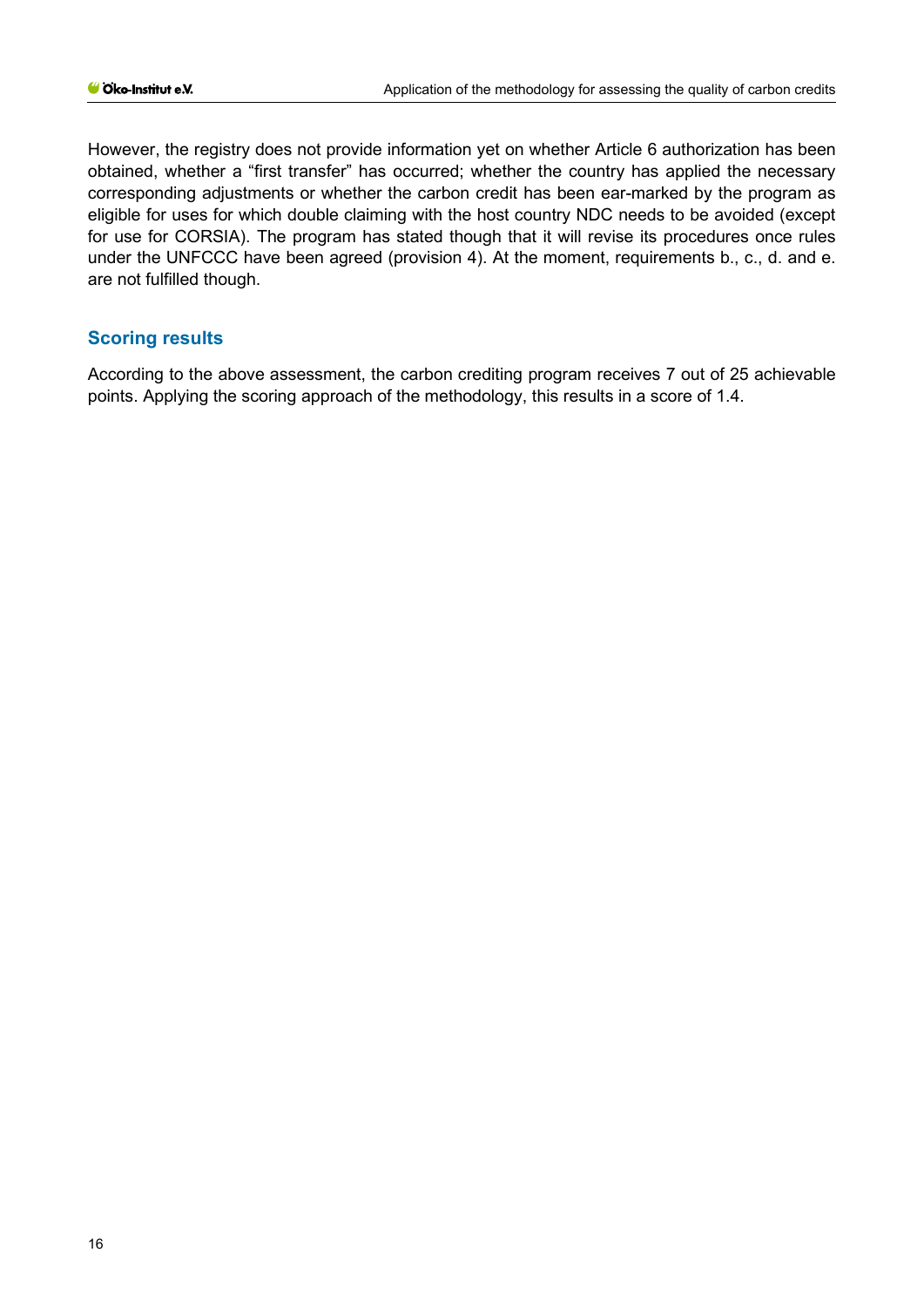However, the registry does not provide information yet on whether Article 6 authorization has been obtained, whether a "first transfer" has occurred; whether the country has applied the necessary corresponding adjustments or whether the carbon credit has been ear-marked by the program as eligible for uses for which double claiming with the host country NDC needs to be avoided (except for use for CORSIA). The program has stated though that it will revise its procedures once rules under the UNFCCC have been agreed (provision 4). At the moment, requirements b., c., d. and e. are not fulfilled though.

## Scoring results

According to the above assessment, the carbon crediting program receives 7 out of 25 achievable points. Applying the scoring approach of the methodology, this results in a score of 1.4.